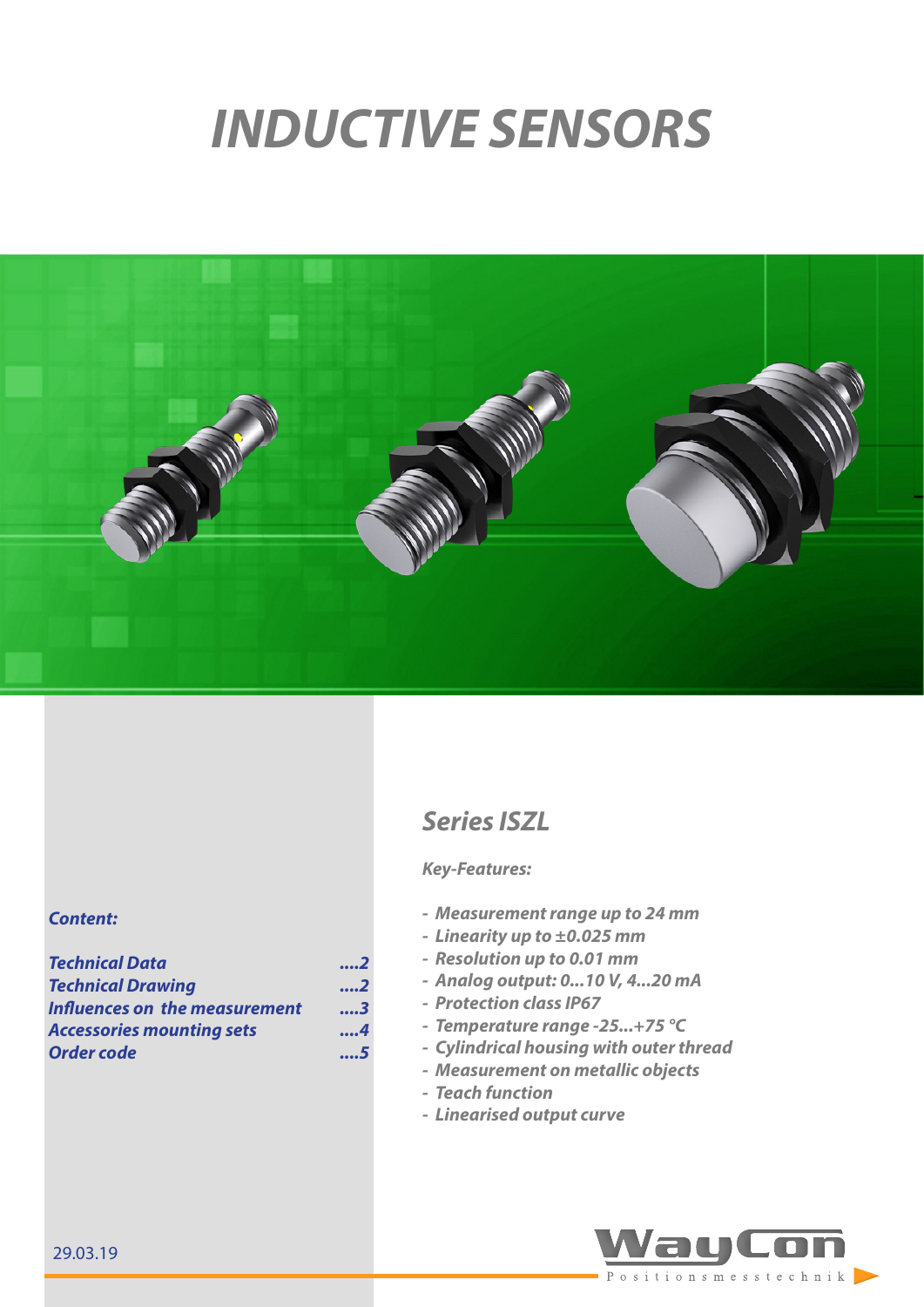# INDUCTIVE SENSORS

## Series ISZL

**Key-Features:**

- Measurement range up to 24 mm
- Linearity up to ±0.025 mm
- Resolution up to 0.01 mm
- Analog output: 0...10 V, 4...20 mA
- Protection class IP67
- Temperature range -25...+75 °C
- Cylindrical housing with outer thread
- Measurement on metallic objects
- Teach function
- Linearised output curve

**Content:**

| | |
|---|---|
| Technical Data | ....2 |
| Technical Drawing | ....2 |
| Influences on the measurement | ....3 |
| Accessories mounting sets | ....4 |
| Order code | ....5 |

29.03.19

WayCon Positionsmesstechnik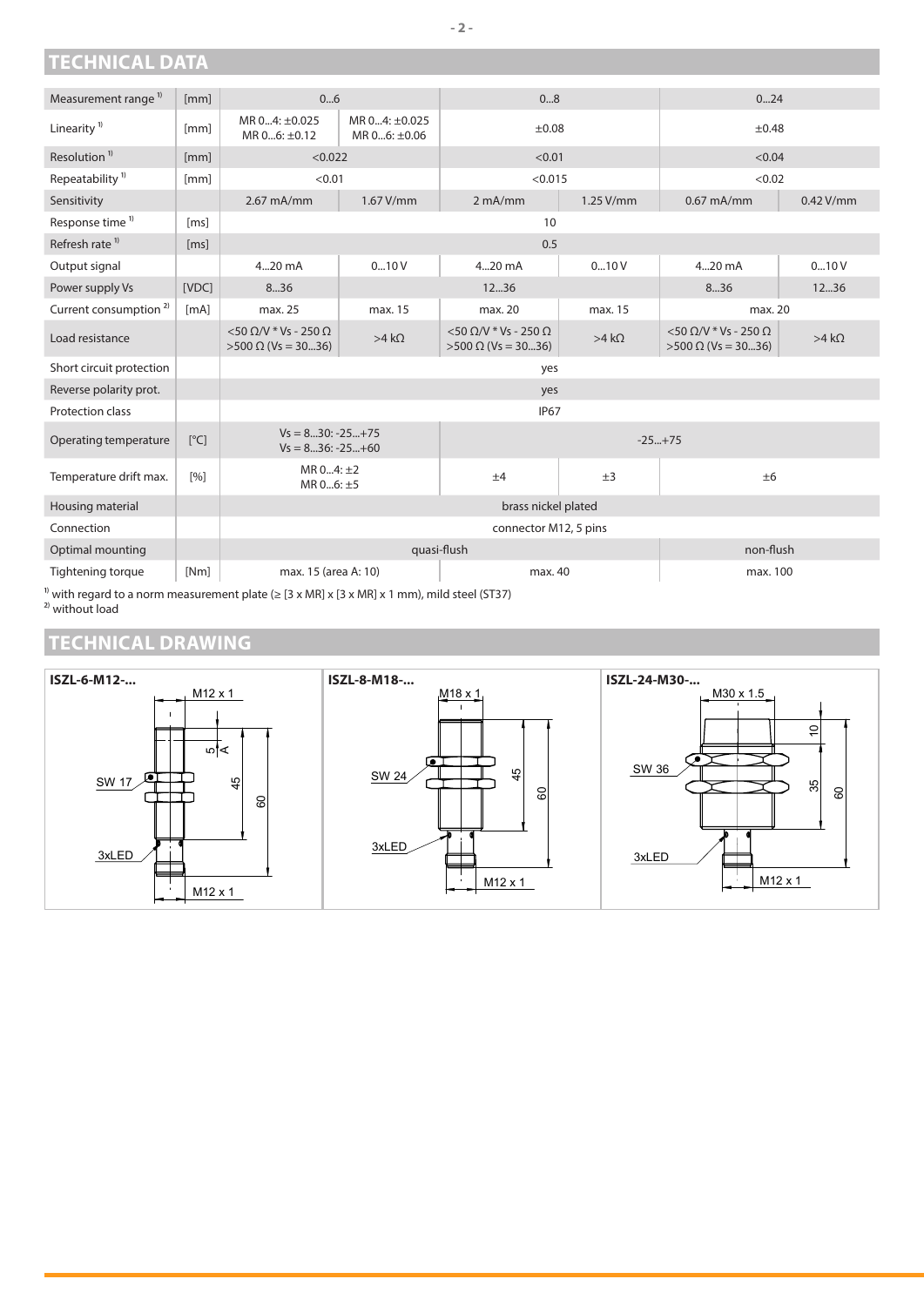## TECHNICAL DATA

| | | | | | | | |
|---|---|---|---|---|---|---|---|
| Measurement range [1] | [mm] | 0...6 | | 0...8 | | 0...24 | |
| Linearity [1] | [mm] | MR 0...4: ±0.025<br>MR 0...6: ±0.12 | MR 0...4: ±0.025<br>MR 0...6: ±0.06 | ±0.08 | | ±0.48 | |
| Resolution [1] | [mm] | <0.022 | | <0.01 | | <0.04 | |
| Repeatability [1] | [mm] | <0.01 | | <0.015 | | <0.02 | |
| Sensitivity | | 2.67 mA/mm | 1.67 V/mm | 2 mA/mm | 1.25 V/mm | 0.67 mA/mm | 0.42 V/mm |
| Response time [1] | [ms] | 10 | | | | | |
| Refresh rate [1] | [ms] | 0.5 | | | | | |
| Output signal | | 4...20 mA | 0...10 V | 4...20 mA | 0...10 V | 4...20 mA | 0...10 V |
| Power supply Vs | [VDC] | 8...36 | 12...36 | | | 8...36 | 12...36 |
| Current consumption [2] | [mA] | max. 25 | max. 15 | max. 20 | max. 15 | max. 20 | |
| Load resistance | | <50 Ω/V * Vs - 250 Ω<br>>500 Ω (Vs = 30...36) | >4 kΩ | <50 Ω/V * Vs - 250 Ω<br>>500 Ω (Vs = 30...36) | >4 kΩ | <50 Ω/V * Vs - 250 Ω<br>>500 Ω (Vs = 30...36) | >4 kΩ |
| Short circuit protection | | yes | | | | | |
| Reverse polarity prot. | | yes | | | | | |
| Protection class | | IP67 | | | | | |
| Operating temperature | [°C] | Vs = 8...30: -25...+75<br>Vs = 8...36: -25...+60 | | -25...+75 | | | |
| Temperature drift max. | [%] | MR 0...4: ±2<br>MR 0...6: ±5 | | ±4 | ±3 | ±6 | |
| Housing material | | brass nickel plated | | | | | |
| Connection | | connector M12, 5 pins | | | | | |
| Optimal mounting | | quasi-flush | | | | non-flush | |
| Tightening torque | [Nm] | max. 15 (area A: 10) | | max. 40 | | max. 100 | |

[1] with regard to a norm measurement plate (≥ [3 x MR] x [3 x MR] x 1 mm), mild steel (ST37)
[2] without load

## TECHNICAL DRAWING

**ISZL-6-M12-...**

**ISZL-8-M18-...**

**ISZL-24-M30-...**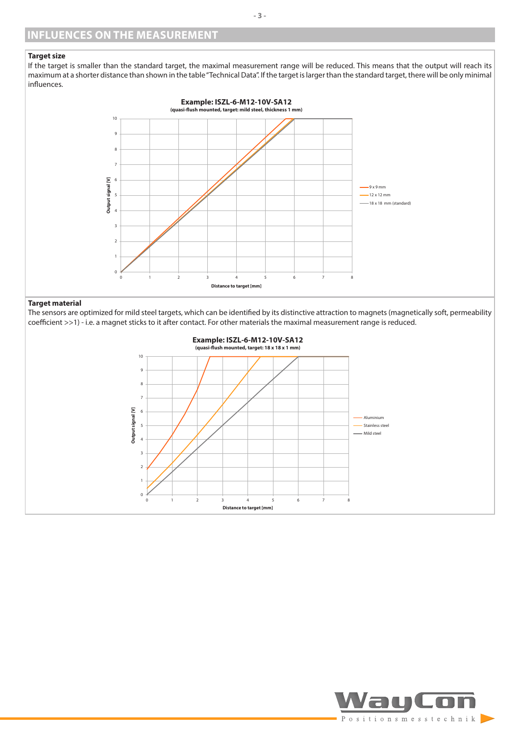## INFLUENCES ON THE MEASUREMENT

### Target size

If the target is smaller than the standard target, the maximal measurement range will be reduced. This means that the output will reach its maximum at a shorter distance than shown in the table "Technical Data". If the target is larger than the standard target, there will be only minimal influences.

**Example: ISZL-6-M12-10V-SA12**
**(quasi-flush mounted, target: mild steel, thickness 1 mm)**

### Target material

The sensors are optimized for mild steel targets, which can be identified by its distinctive attraction to magnets (magnetically soft, permeability coefficient >>1) - i.e. a magnet sticks to it after contact. For other materials the maximal measurement range is reduced.

**Example: ISZL-6-M12-10V-SA12**
**(quasi-flush mounted, target: 18 x 18 x 1 mm)**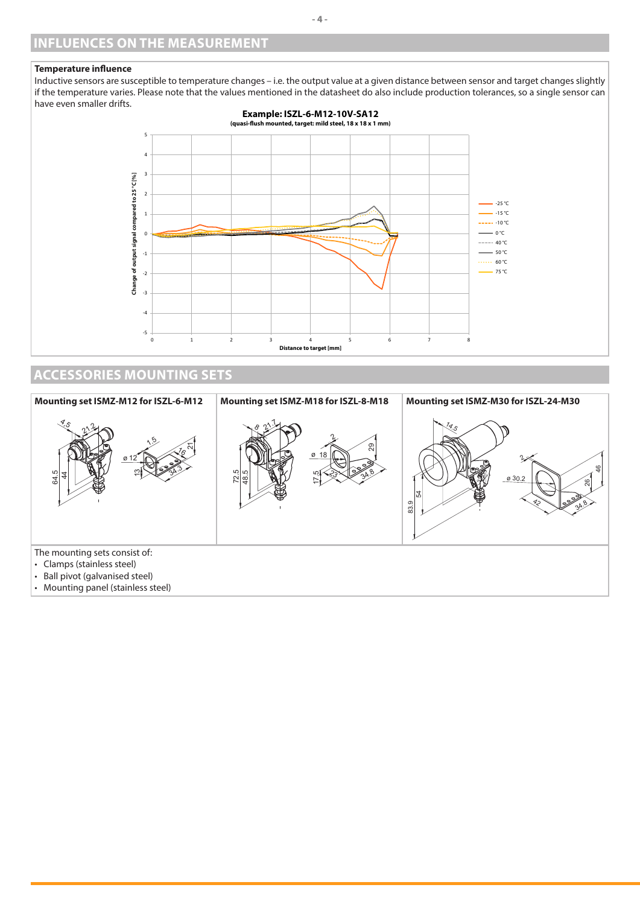## INFLUENCES ON THE MEASUREMENT

**Temperature influence**

Inductive sensors are susceptible to temperature changes – i.e. the output value at a given distance between sensor and target changes slightly if the temperature varies. Please note that the values mentioned in the datasheet do also include production tolerances, so a single sensor can have even smaller drifts.

**Example: ISZL-6-M12-10V-SA12**
**(quasi-flush mounted, target: mild steel, 18 x 18 x 1 mm)**

## ACCESSORIES MOUNTING SETS

| Mounting set ISMZ-M12 for ISZL-6-M12 | Mounting set ISMZ-M18 for ISZL-8-M18 | Mounting set ISMZ-M30 for ISZL-24-M30 |
|---|---|---|

The mounting sets consist of:

- Clamps (stainless steel)
- Ball pivot (galvanised steel)
- Mounting panel (stainless steel)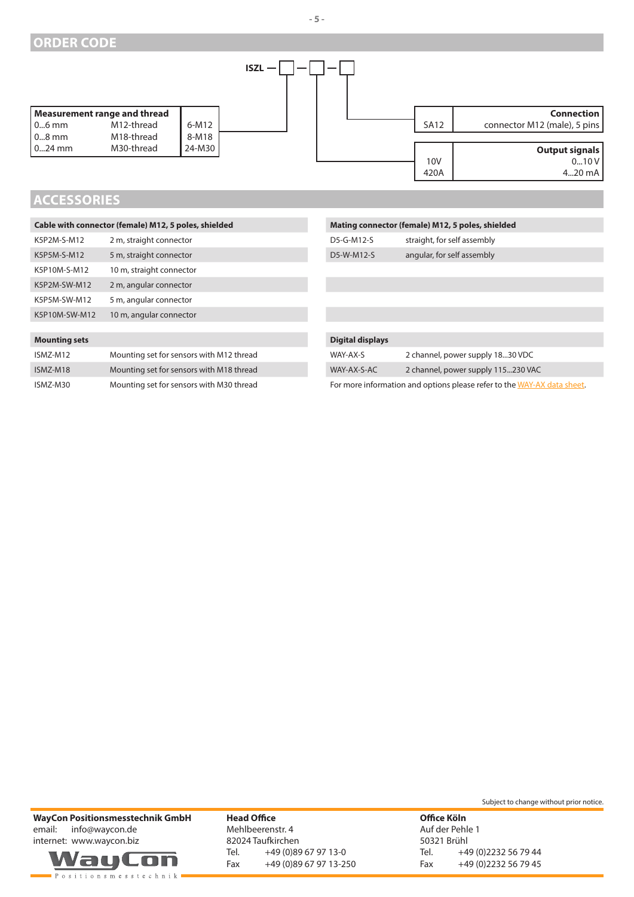## ORDER CODE

ISZL — ☐ — ☐ — ☐

| Measurement range and thread | | |
|---|---|---|
| 0...6 mm | M12-thread | 6-M12 |
| 0...8 mm | M18-thread | 8-M18 |
| 0...24 mm | M30-thread | 24-M30 |

| | Output signals |
|---|---|
| 10V | 0...10 V |
| 420A | 4...20 mA |

| | Connection |
|---|---|
| SA12 | connector M12 (male), 5 pins |

## ACCESSORIES

| Cable with connector (female) M12, 5 poles, shielded | |
|---|---|
| K5P2M-S-M12 | 2 m, straight connector |
| K5P5M-S-M12 | 5 m, straight connector |
| K5P10M-S-M12 | 10 m, straight connector |
| K5P2M-SW-M12 | 2 m, angular connector |
| K5P5M-SW-M12 | 5 m, angular connector |
| K5P10M-SW-M12 | 10 m, angular connector |

| Mating connector (female) M12, 5 poles, shielded | |
|---|---|
| D5-G-M12-S | straight, for self assembly |
| D5-W-M12-S | angular, for self assembly |

| Mounting sets | |
|---|---|
| ISMZ-M12 | Mounting set for sensors with M12 thread |
| ISMZ-M18 | Mounting set for sensors with M18 thread |
| ISMZ-M30 | Mounting set for sensors with M30 thread |

| Digital displays | |
|---|---|
| WAY-AX-S | 2 channel, power supply 18...30 VDC |
| WAY-AX-S-AC | 2 channel, power supply 115...230 VAC |

For more information and options please refer to the WAY-AX data sheet.

Subject to change without prior notice.

**WayCon Positionsmesstechnik GmbH**
email: info@waycon.de
internet: www.waycon.biz

**Head Office**
Mehlbeerenstr. 4
82024 Taufkirchen
Tel. +49 (0)89 67 97 13-0
Fax +49 (0)89 67 97 13-250

**Office Köln**
Auf der Pehle 1
50321 Brühl
Tel. +49 (0)2232 56 79 44
Fax +49 (0)2232 56 79 45